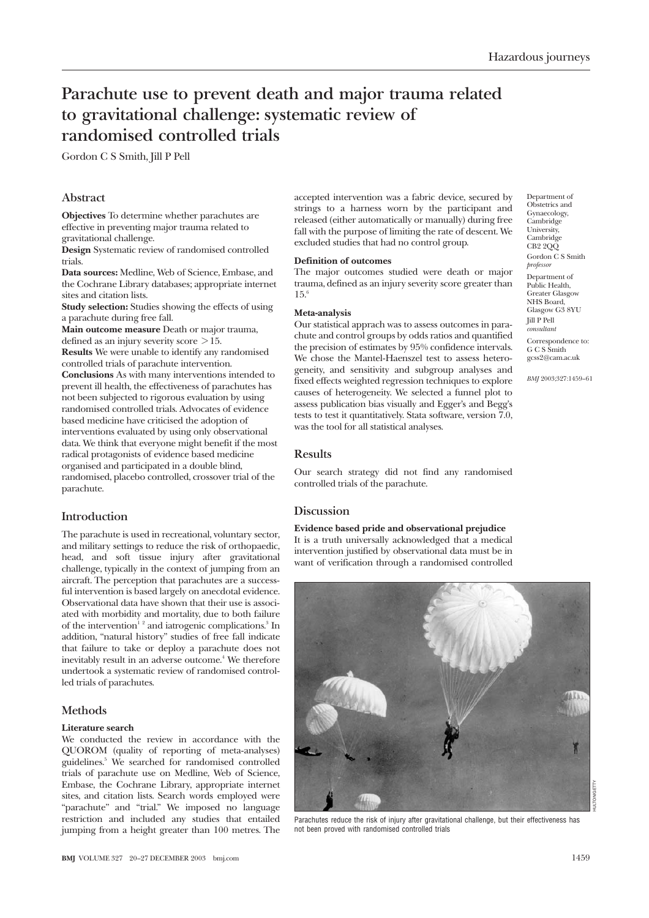# Parachute use to prevent death and major trauma related to gravitational challenge: systematic review of randomised controlled trials

Gordon C S Smith, Jill P Pell

Department of Obstetrics and Gynaecology, Cambridge University, Cambridge CB2 2QQ
Gordon C S Smith *professor*

Department of Public Health, Greater Glasgow NHS Board, Glasgow G3 8YU
Jill P Pell *consultant*

Correspondence to: G C S Smith gcss2@cam.ac.uk

*BMJ* 2003;327:1459–61

## Abstract

**Objectives** To determine whether parachutes are effective in preventing major trauma related to gravitational challenge.

**Design** Systematic review of randomised controlled trials.

**Data sources:** Medline, Web of Science, Embase, and the Cochrane Library databases; appropriate internet sites and citation lists.

**Study selection:** Studies showing the effects of using a parachute during free fall.

**Main outcome measure** Death or major trauma, defined as an injury severity score > 15.

**Results** We were unable to identify any randomised controlled trials of parachute intervention.

**Conclusions** As with many interventions intended to prevent ill health, the effectiveness of parachutes has not been subjected to rigorous evaluation by using randomised controlled trials. Advocates of evidence based medicine have criticised the adoption of interventions evaluated by using only observational data. We think that everyone might benefit if the most radical protagonists of evidence based medicine organised and participated in a double blind, randomised, placebo controlled, crossover trial of the parachute.

## Introduction

The parachute is used in recreational, voluntary sector, and military settings to reduce the risk of orthopaedic, head, and soft tissue injury after gravitational challenge, typically in the context of jumping from an aircraft. The perception that parachutes are a successful intervention is based largely on anecdotal evidence. Observational data have shown that their use is associated with morbidity and mortality, due to both failure of the intervention[1 2] and iatrogenic complications.[3] In addition, "natural history" studies of free fall indicate that failure to take or deploy a parachute does not inevitably result in an adverse outcome.[4] We therefore undertook a systematic review of randomised controlled trials of parachutes.

## Methods

### Literature search

We conducted the review in accordance with the QUOROM (quality of reporting of meta-analyses) guidelines.[5] We searched for randomised controlled trials of parachute use on Medline, Web of Science, Embase, the Cochrane Library, appropriate internet sites, and citation lists. Search words employed were "parachute" and "trial." We imposed no language restriction and included any studies that entailed jumping from a height greater than 100 metres. The accepted intervention was a fabric device, secured by strings to a harness worn by the participant and released (either automatically or manually) during free fall with the purpose of limiting the rate of descent. We excluded studies that had no control group.

### Definition of outcomes

The major outcomes studied were death or major trauma, defined as an injury severity score greater than 15.[6]

### Meta-analysis

Our statistical apprach was to assess outcomes in parachute and control groups by odds ratios and quantified the precision of estimates by 95% confidence intervals. We chose the Mantel-Haenszel test to assess heterogeneity, and sensitivity and subgroup analyses and fixed effects weighted regression techniques to explore causes of heterogeneity. We selected a funnel plot to assess publication bias visually and Egger's and Begg's tests to test it quantitatively. Stata software, version 7.0, was the tool for all statistical analyses.

## Results

Our search strategy did not find any randomised controlled trials of the parachute.

## Discussion

### Evidence based pride and observational prejudice

It is a truth universally acknowledged that a medical intervention justified by observational data must be in want of verification through a randomised controlled

HULTON/GETTY

Parachutes reduce the risk of injury after gravitational challenge, but their effectiveness has not been proved with randomised controlled trials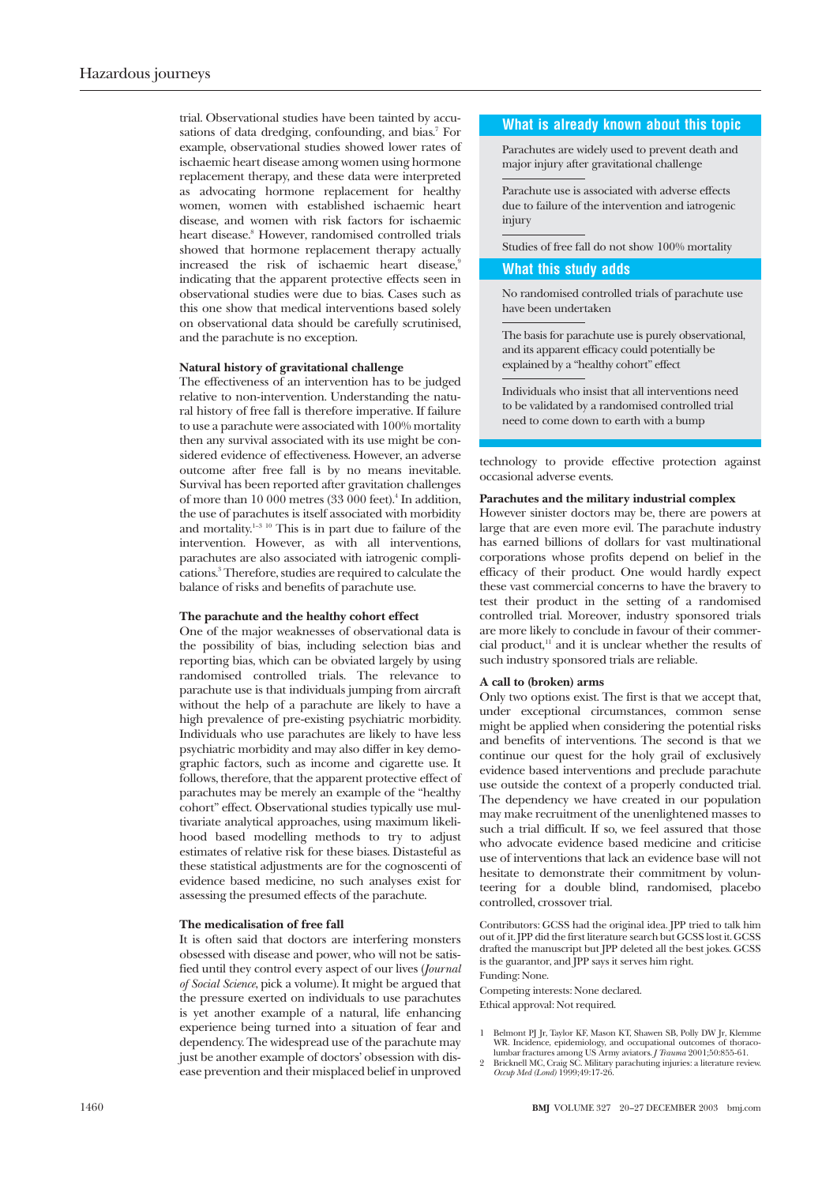trial. Observational studies have been tainted by accusations of data dredging, confounding, and bias.[7] For example, observational studies showed lower rates of ischaemic heart disease among women using hormone replacement therapy, and these data were interpreted as advocating hormone replacement for healthy women, women with established ischaemic heart disease, and women with risk factors for ischaemic heart disease.[8] However, randomised controlled trials showed that hormone replacement therapy actually increased the risk of ischaemic heart disease,[9] indicating that the apparent protective effects seen in observational studies were due to bias. Cases such as this one show that medical interventions based solely on observational data should be carefully scrutinised, and the parachute is no exception.

### Natural history of gravitational challenge

The effectiveness of an intervention has to be judged relative to non-intervention. Understanding the natural history of free fall is therefore imperative. If failure to use a parachute were associated with 100% mortality then any survival associated with its use might be considered evidence of effectiveness. However, an adverse outcome after free fall is by no means inevitable. Survival has been reported after gravitation challenges of more than 10 000 metres (33 000 feet).[4] In addition, the use of parachutes is itself associated with morbidity and mortality.[1-3 10] This is in part due to failure of the intervention. However, as with all interventions, parachutes are also associated with iatrogenic complications.[3] Therefore, studies are required to calculate the balance of risks and benefits of parachute use.

### The parachute and the healthy cohort effect

One of the major weaknesses of observational data is the possibility of bias, including selection bias and reporting bias, which can be obviated largely by using randomised controlled trials. The relevance to parachute use is that individuals jumping from aircraft without the help of a parachute are likely to have a high prevalence of pre-existing psychiatric morbidity. Individuals who use parachutes are likely to have less psychiatric morbidity and may also differ in key demographic factors, such as income and cigarette use. It follows, therefore, that the apparent protective effect of parachutes may be merely an example of the "healthy cohort" effect. Observational studies typically use multivariate analytical approaches, using maximum likelihood based modelling methods to try to adjust estimates of relative risk for these biases. Distasteful as these statistical adjustments are for the cognoscenti of evidence based medicine, no such analyses exist for assessing the presumed effects of the parachute.

### The medicalisation of free fall

It is often said that doctors are interfering monsters obsessed with disease and power, who will not be satisfied until they control every aspect of our lives (*Journal of Social Science*, pick a volume). It might be argued that the pressure exerted on individuals to use parachutes is yet another example of a natural, life enhancing experience being turned into a situation of fear and dependency. The widespread use of the parachute may just be another example of doctors' obsession with disease prevention and their misplaced belief in unproved technology to provide effective protection against occasional adverse events.

> **What is already known about this topic**
>
> Parachutes are widely used to prevent death and major injury after gravitational challenge
>
> Parachute use is associated with adverse effects due to failure of the intervention and iatrogenic injury
>
> Studies of free fall do not show 100% mortality
>
> **What this study adds**
>
> No randomised controlled trials of parachute use have been undertaken
>
> The basis for parachute use is purely observational, and its apparent efficacy could potentially be explained by a "healthy cohort" effect
>
> Individuals who insist that all interventions need to be validated by a randomised controlled trial need to come down to earth with a bump

### Parachutes and the military industrial complex

However sinister doctors may be, there are powers at large that are even more evil. The parachute industry has earned billions of dollars for vast multinational corporations whose profits depend on belief in the efficacy of their product. One would hardly expect these vast commercial concerns to have the bravery to test their product in the setting of a randomised controlled trial. Moreover, industry sponsored trials are more likely to conclude in favour of their commercial product,[11] and it is unclear whether the results of such industry sponsored trials are reliable.

### A call to (broken) arms

Only two options exist. The first is that we accept that, under exceptional circumstances, common sense might be applied when considering the potential risks and benefits of interventions. The second is that we continue our quest for the holy grail of exclusively evidence based interventions and preclude parachute use outside the context of a properly conducted trial. The dependency we have created in our population may make recruitment of the unenlightened masses to such a trial difficult. If so, we feel assured that those who advocate evidence based medicine and criticise use of interventions that lack an evidence base will not hesitate to demonstrate their commitment by volunteering for a double blind, randomised, placebo controlled, crossover trial.

Contributors: GCSS had the original idea. JPP tried to talk him out of it. JPP did the first literature search but GCSS lost it. GCSS drafted the manuscript but JPP deleted all the best jokes. GCSS is the guarantor, and JPP says it serves him right.

Funding: None.

Competing interests: None declared.

Ethical approval: Not required.

1. Belmont PJ Jr, Taylor KF, Mason KT, Shawen SB, Polly DW Jr, Klemme WR. Incidence, epidemiology, and occupational outcomes of thoracolumbar fractures among US Army aviators. *J Trauma* 2001;50:855-61.
2. Bricknell MC, Craig SC. Military parachuting injuries: a literature review. *Occup Med (Lond)* 1999;49:17-26.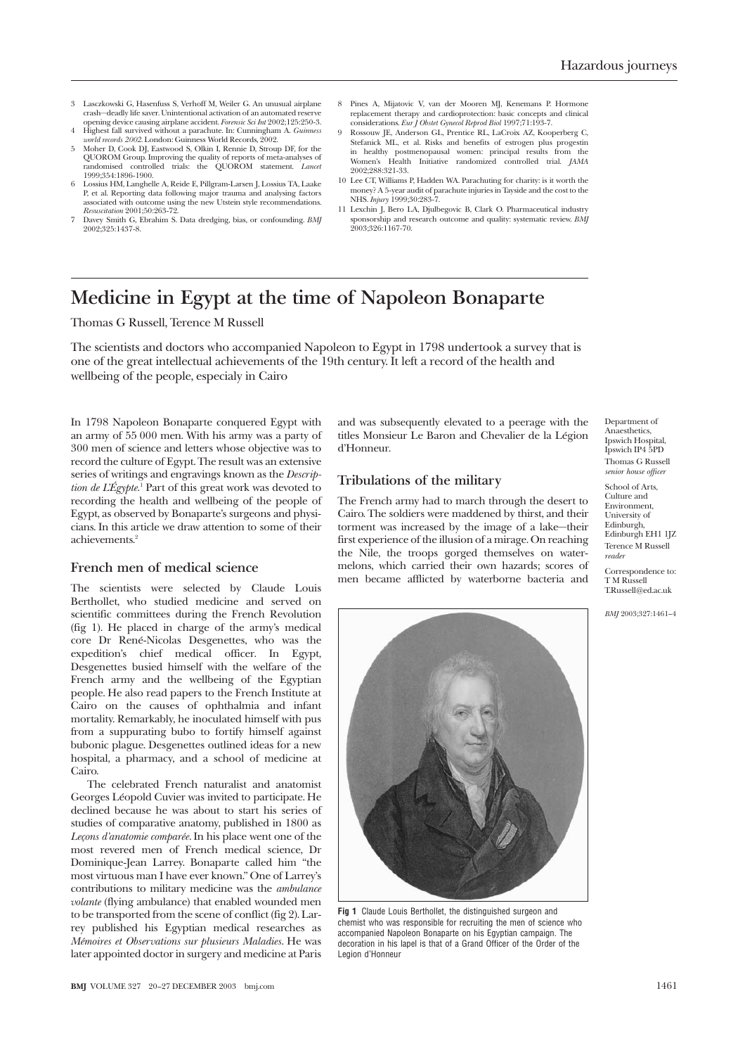3 Lasczkowski G, Hasenfuss S, Verhoff M, Weiler G. An unusual airplane crash—deadly life saver. Unintentional activation of an automated reserve opening device causing airplane accident. *Forensic Sci Int* 2002;125:250-3.
4 Highest fall survived without a parachute. In: Cunningham A. *Guinness world records 2002.* London: Guinness World Records, 2002.
5 Moher D, Cook DJ, Eastwood S, Olkin I, Rennie D, Stroup DF, for the QUOROM Group. Improving the quality of reports of meta-analyses of randomised controlled trials: the QUOROM statement. *Lancet* 1999;354:1896-1900.
6 Lossius HM, Langhelle A, Reide E, Pillgram-Larsen J, Lossius TA, Laake P, et al. Reporting data following major trauma and analysing factors associated with outcome using the new Utstein style recommendations. *Resuscitation* 2001;50:263-72.
7 Davey Smith G, Ebrahim S. Data dredging, bias, or confounding. *BMJ* 2002;325:1437-8.
8 Pines A, Mijatovic V, van der Mooren MJ, Kenemans P. Hormone replacement therapy and cardioprotection: basic concepts and clinical considerations. *Eur J Obstet Gynecol Reprod Biol* 1997;71:193-7.
9 Rossouw JE, Anderson GL, Prentice RL, LaCroix AZ, Kooperberg C, Stefanick ML, et al. Risks and benefits of estrogen plus progestin in healthy postmenopausal women: principal results from the Women's Health Initiative randomized controlled trial. *JAMA* 2002;288:321-33.
10 Lee CT, Williams P, Hadden WA. Parachuting for charity: is it worth the money? A 5-year audit of parachute injuries in Tayside and the cost to the NHS. *Injury* 1999;30:283-7.
11 Lexchin J, Bero LA, Djulbegovic B, Clark O. Pharmaceutical industry sponsorship and research outcome and quality: systematic review. *BMJ* 2003;326:1167-70.

# Medicine in Egypt at the time of Napoleon Bonaparte

Thomas G Russell, Terence M Russell

The scientists and doctors who accompanied Napoleon to Egypt in 1798 undertook a survey that is one of the great intellectual achievements of the 19th century. It left a record of the health and wellbeing of the people, especialy in Cairo

Department of Anaesthetics, Ipswich Hospital, Ipswich IP4 5PD
Thomas G Russell *senior house officer*

School of Arts, Culture and Environment, University of Edinburgh, Edinburgh EH1 1JZ
Terence M Russell *reader*

Correspondence to: T M Russell T.Russell@ed.ac.uk

*BMJ* 2003;327:1461–4

In 1798 Napoleon Bonaparte conquered Egypt with an army of 55 000 men. With his army was a party of 300 men of science and letters whose objective was to record the culture of Egypt. The result was an extensive series of writings and engravings known as the *Description de L'Égypte.*[1] Part of this great work was devoted to recording the health and wellbeing of the people of Egypt, as observed by Bonaparte's surgeons and physicians. In this article we draw attention to some of their achievements.[2]

## French men of medical science

The scientists were selected by Claude Louis Berthollet, who studied medicine and served on scientific committees during the French Revolution (fig 1). He placed in charge of the army's medical core Dr René-Nicolas Desgenettes, who was the expedition's chief medical officer. In Egypt, Desgenettes busied himself with the welfare of the French army and the wellbeing of the Egyptian people. He also read papers to the French Institute at Cairo on the causes of ophthalmia and infant mortality. Remarkably, he inoculated himself with pus from a suppurating bubo to fortify himself against bubonic plague. Desgenettes outlined ideas for a new hospital, a pharmacy, and a school of medicine at Cairo.

The celebrated French naturalist and anatomist Georges Léopold Cuvier was invited to participate. He declined because he was about to start his series of studies of comparative anatomy, published in 1800 as *Leçons d'anatomie comparée*. In his place went one of the most revered men of French medical science, Dr Dominique-Jean Larrey. Bonaparte called him "the most virtuous man I have ever known." One of Larrey's contributions to military medicine was the *ambulance volante* (flying ambulance) that enabled wounded men to be transported from the scene of conflict (fig 2). Larrey published his Egyptian medical researches as *Mémoires et Observations sur plusieurs Maladies*. He was later appointed doctor in surgery and medicine at Paris and was subsequently elevated to a peerage with the titles Monsieur Le Baron and Chevalier de la Légion d'Honneur.

## Tribulations of the military

The French army had to march through the desert to Cairo. The soldiers were maddened by thirst, and their torment was increased by the image of a lake—their first experience of the illusion of a mirage. On reaching the Nile, the troops gorged themselves on watermelons, which carried their own hazards; scores of men became afflicted by waterborne bacteria and

**Fig 1** Claude Louis Berthollet, the distinguished surgeon and chemist who was responsible for recruiting the men of science who accompanied Napoleon Bonaparte on his Egyptian campaign. The decoration in his lapel is that of a Grand Officer of the Order of the Legion d'Honneur